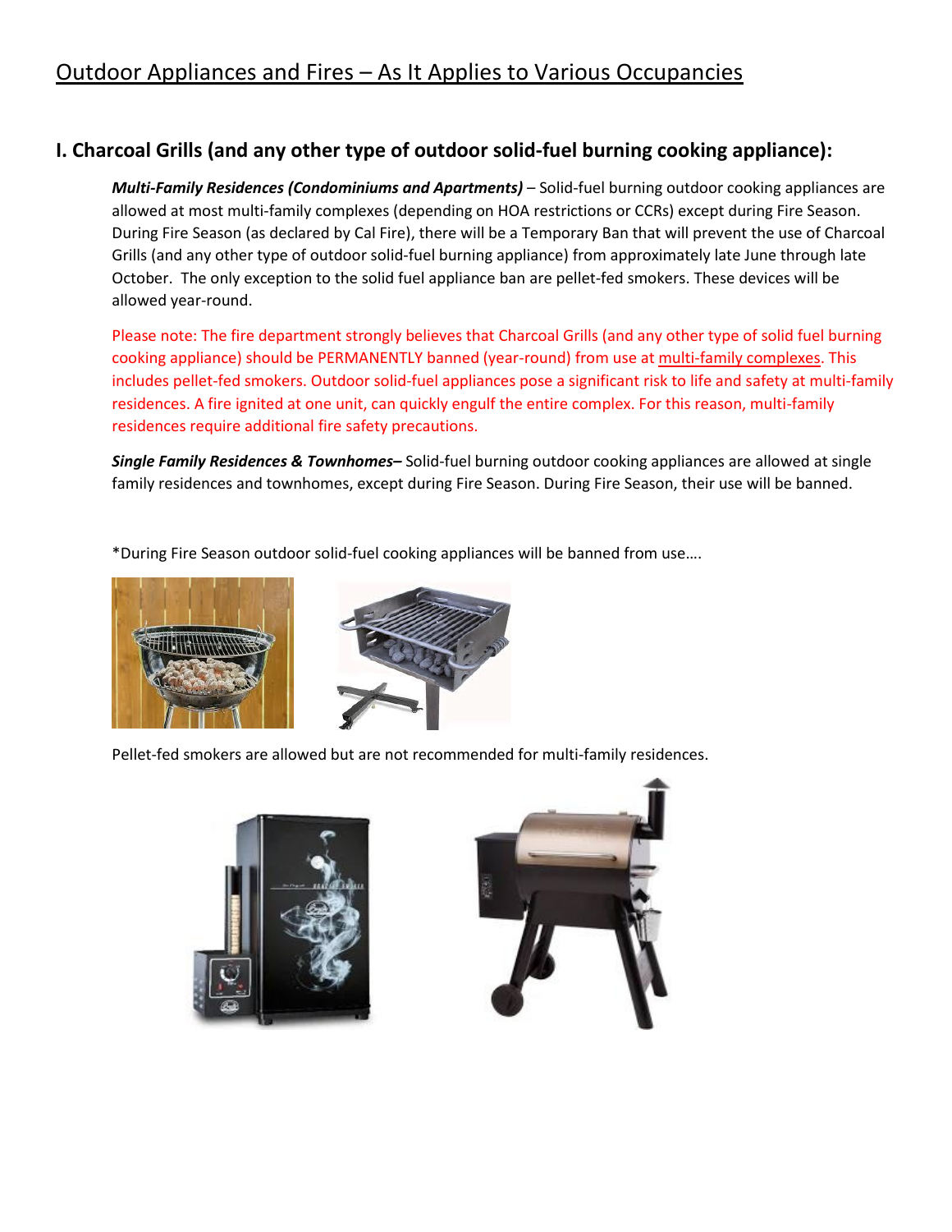# Outdoor Appliances and Fires – As It Applies to Various Occupancies

## I. Charcoal Grills (and any other type of outdoor solid-fuel burning cooking appliance):

***Multi-Family Residences (Condominiums and Apartments)*** – Solid-fuel burning outdoor cooking appliances are allowed at most multi-family complexes (depending on HOA restrictions or CCRs) except during Fire Season. During Fire Season (as declared by Cal Fire), there will be a Temporary Ban that will prevent the use of Charcoal Grills (and any other type of outdoor solid-fuel burning appliance) from approximately late June through late October. The only exception to the solid fuel appliance ban are pellet-fed smokers. These devices will be allowed year-round.

Please note: The fire department strongly believes that Charcoal Grills (and any other type of solid fuel burning cooking appliance) should be PERMANENTLY banned (year-round) from use at multi-family complexes. This includes pellet-fed smokers. Outdoor solid-fuel appliances pose a significant risk to life and safety at multi-family residences. A fire ignited at one unit, can quickly engulf the entire complex. For this reason, multi-family residences require additional fire safety precautions.

***Single Family Residences & Townhomes***– Solid-fuel burning outdoor cooking appliances are allowed at single family residences and townhomes, except during Fire Season. During Fire Season, their use will be banned.

*During Fire Season outdoor solid-fuel cooking appliances will be banned from use….

Pellet-fed smokers are allowed but are not recommended for multi-family residences.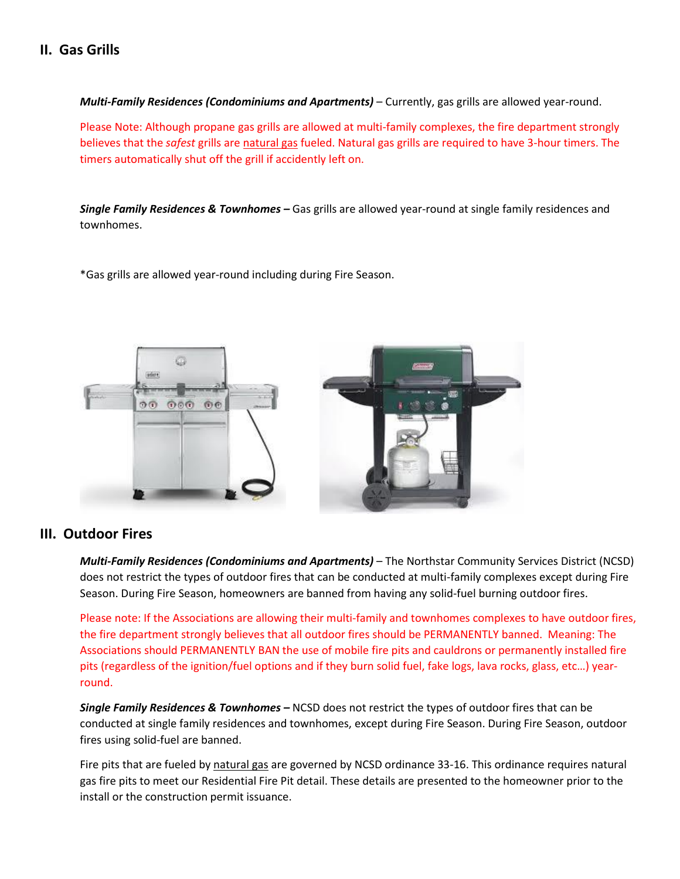## II. Gas Grills

***Multi-Family Residences (Condominiums and Apartments)*** – Currently, gas grills are allowed year-round.

Please Note: Although propane gas grills are allowed at multi-family complexes, the fire department strongly believes that the *safest* grills are natural gas fueled. Natural gas grills are required to have 3-hour timers. The timers automatically shut off the grill if accidently left on.

***Single Family Residences & Townhomes –*** Gas grills are allowed year-round at single family residences and townhomes.

*Gas grills are allowed year-round including during Fire Season.

## III. Outdoor Fires

***Multi-Family Residences (Condominiums and Apartments)*** – The Northstar Community Services District (NCSD) does not restrict the types of outdoor fires that can be conducted at multi-family complexes except during Fire Season. During Fire Season, homeowners are banned from having any solid-fuel burning outdoor fires.

Please note: If the Associations are allowing their multi-family and townhomes complexes to have outdoor fires, the fire department strongly believes that all outdoor fires should be PERMANENTLY banned. Meaning: The Associations should PERMANENTLY BAN the use of mobile fire pits and cauldrons or permanently installed fire pits (regardless of the ignition/fuel options and if they burn solid fuel, fake logs, lava rocks, glass, etc…) year-round.

***Single Family Residences & Townhomes –*** NCSD does not restrict the types of outdoor fires that can be conducted at single family residences and townhomes, except during Fire Season. During Fire Season, outdoor fires using solid-fuel are banned.

Fire pits that are fueled by natural gas are governed by NCSD ordinance 33-16. This ordinance requires natural gas fire pits to meet our Residential Fire Pit detail. These details are presented to the homeowner prior to the install or the construction permit issuance.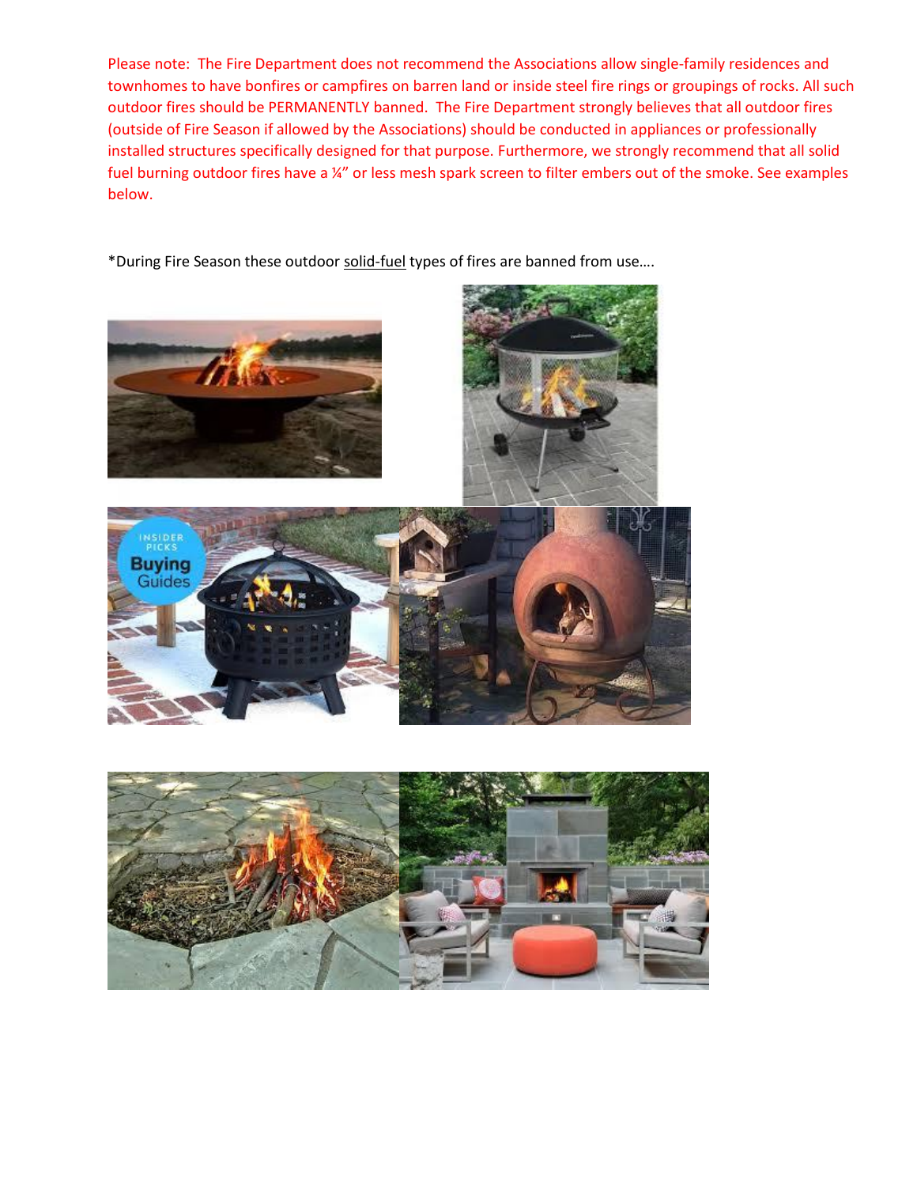Please note: The Fire Department does not recommend the Associations allow single-family residences and townhomes to have bonfires or campfires on barren land or inside steel fire rings or groupings of rocks. All such outdoor fires should be PERMANENTLY banned. The Fire Department strongly believes that all outdoor fires (outside of Fire Season if allowed by the Associations) should be conducted in appliances or professionally installed structures specifically designed for that purpose. Furthermore, we strongly recommend that all solid fuel burning outdoor fires have a ¼" or less mesh spark screen to filter embers out of the smoke. See examples below.

*During Fire Season these outdoor solid-fuel types of fires are banned from use….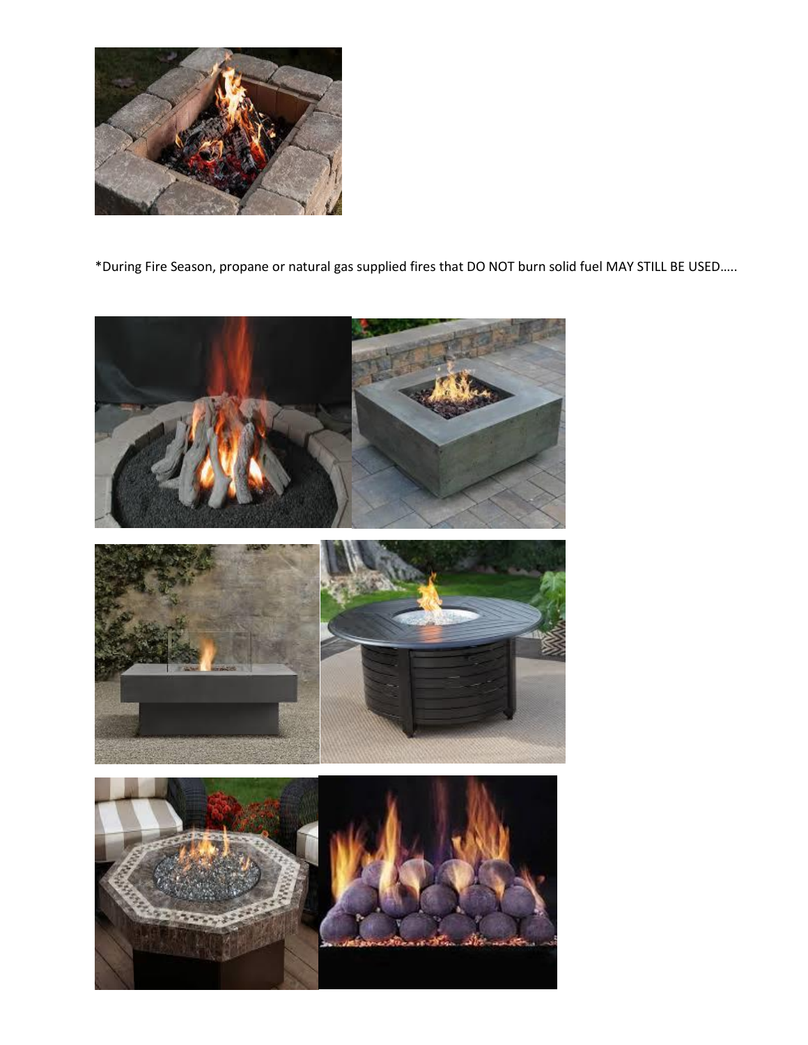*During Fire Season, propane or natural gas supplied fires that DO NOT burn solid fuel MAY STILL BE USED…..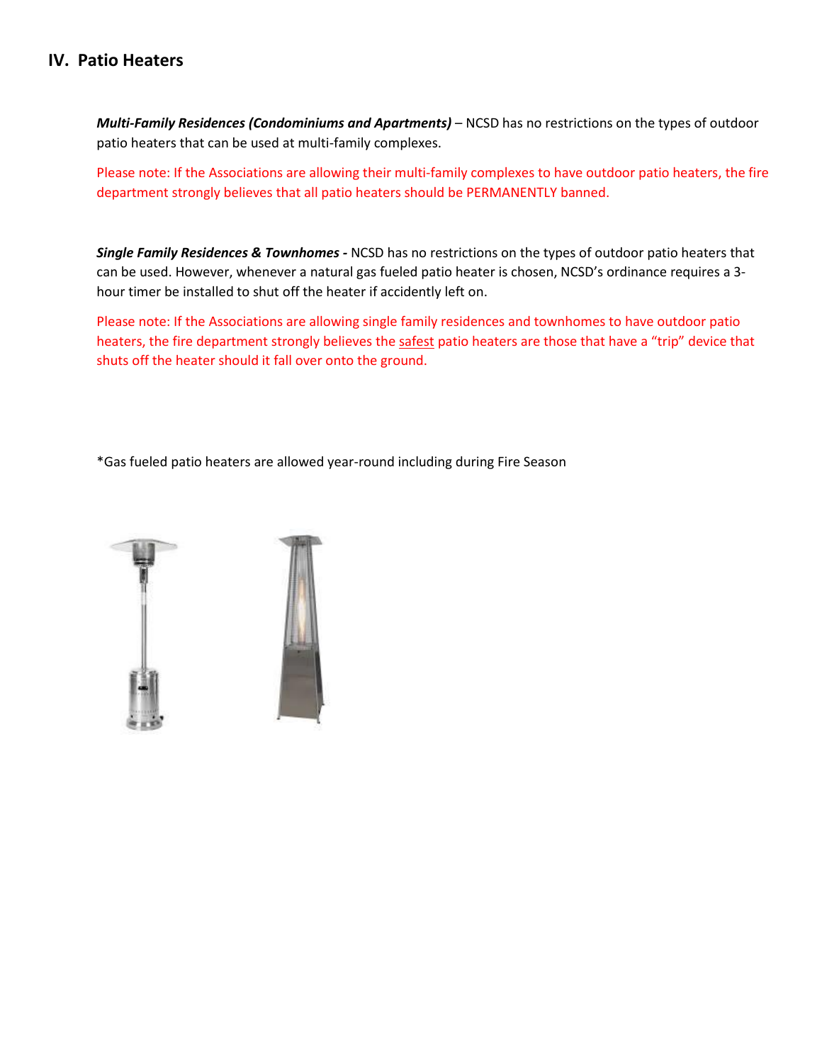## IV. Patio Heaters

***Multi-Family Residences (Condominiums and Apartments)*** – NCSD has no restrictions on the types of outdoor patio heaters that can be used at multi-family complexes.

Please note: If the Associations are allowing their multi-family complexes to have outdoor patio heaters, the fire department strongly believes that all patio heaters should be PERMANENTLY banned.

***Single Family Residences & Townhomes -*** NCSD has no restrictions on the types of outdoor patio heaters that can be used. However, whenever a natural gas fueled patio heater is chosen, NCSD's ordinance requires a 3-hour timer be installed to shut off the heater if accidently left on.

Please note: If the Associations are allowing single family residences and townhomes to have outdoor patio heaters, the fire department strongly believes the <u>safest</u> patio heaters are those that have a "trip" device that shuts off the heater should it fall over onto the ground.

*Gas fueled patio heaters are allowed year-round including during Fire Season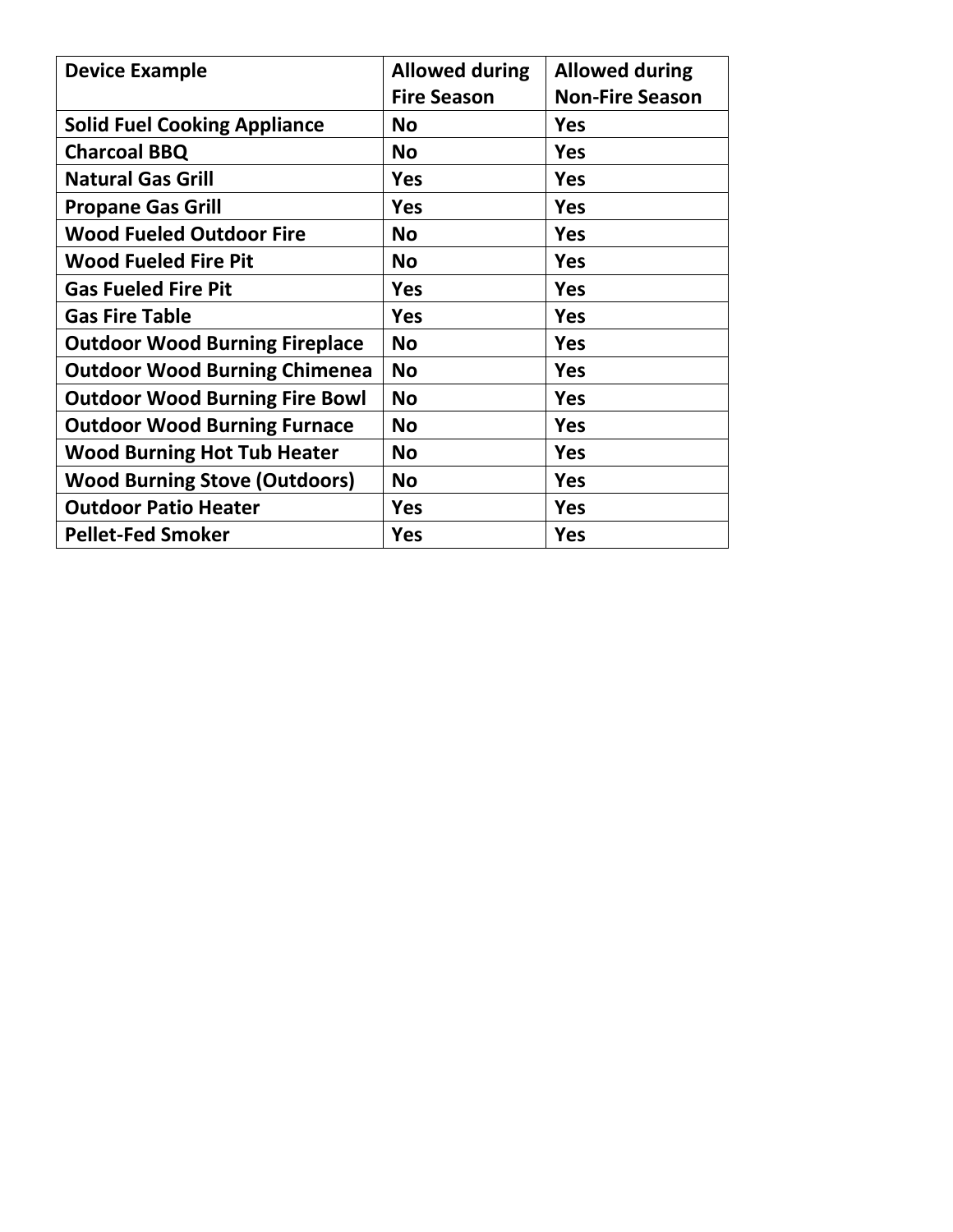| Device Example | Allowed during Fire Season | Allowed during Non-Fire Season |
|---|---|---|
| **Solid Fuel Cooking Appliance** | **No** | **Yes** |
| **Charcoal BBQ** | **No** | **Yes** |
| **Natural Gas Grill** | **Yes** | **Yes** |
| **Propane Gas Grill** | **Yes** | **Yes** |
| **Wood Fueled Outdoor Fire** | **No** | **Yes** |
| **Wood Fueled Fire Pit** | **No** | **Yes** |
| **Gas Fueled Fire Pit** | **Yes** | **Yes** |
| **Gas Fire Table** | **Yes** | **Yes** |
| **Outdoor Wood Burning Fireplace** | **No** | **Yes** |
| **Outdoor Wood Burning Chimenea** | **No** | **Yes** |
| **Outdoor Wood Burning Fire Bowl** | **No** | **Yes** |
| **Outdoor Wood Burning Furnace** | **No** | **Yes** |
| **Wood Burning Hot Tub Heater** | **No** | **Yes** |
| **Wood Burning Stove (Outdoors)** | **No** | **Yes** |
| **Outdoor Patio Heater** | **Yes** | **Yes** |
| **Pellet-Fed Smoker** | **Yes** | **Yes** |